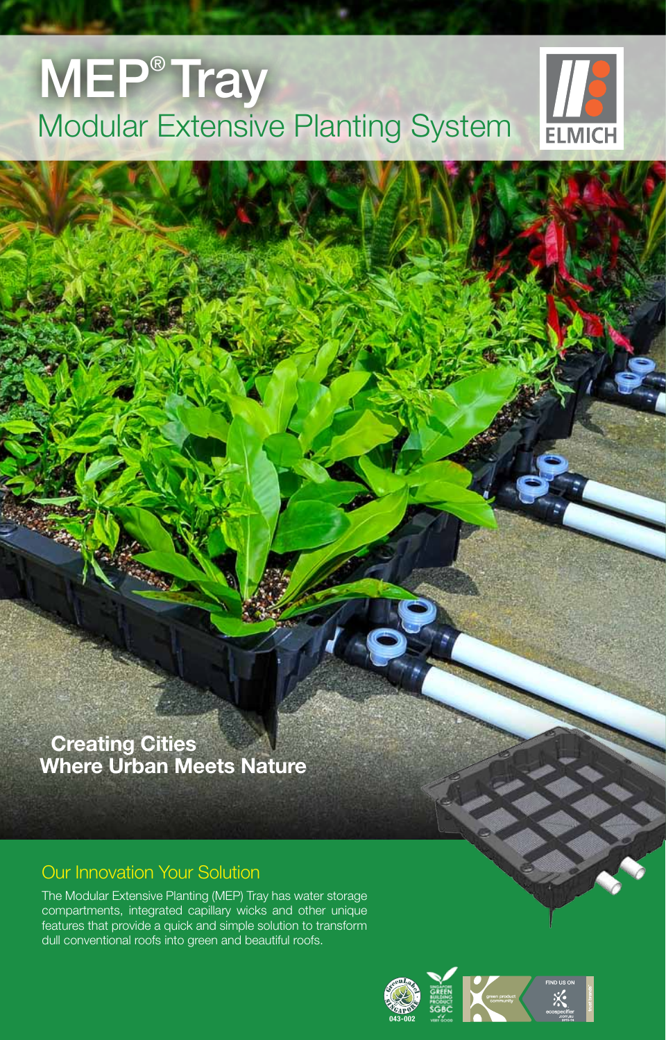# MEP® Tray

## Modular Extensive Planting System

ELMICH

**Creating Cities
Where Urban Meets Nature**

## Our Innovation Your Solution

The Modular Extensive Planting (MEP) Tray has water storage compartments, integrated capillary wicks and other unique features that provide a quick and simple solution to transform dull conventional roofs into green and beautiful roofs.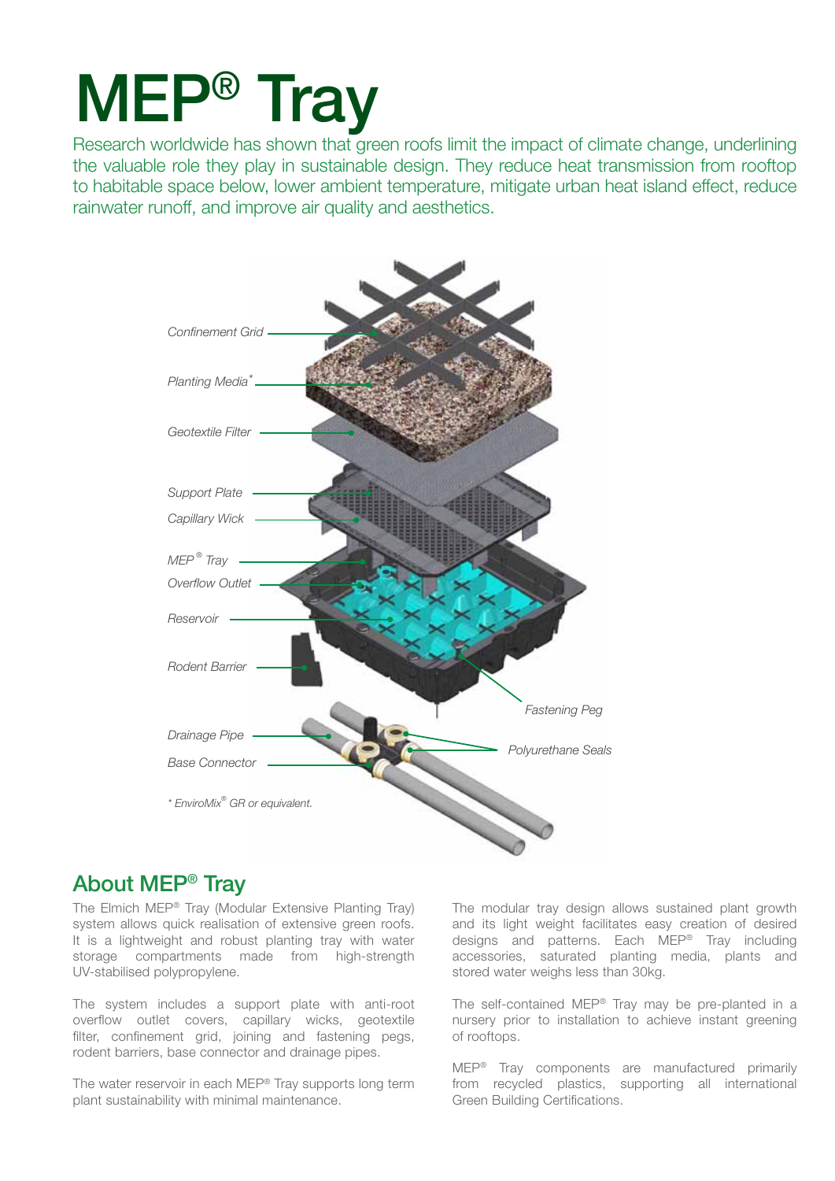# MEP® Tray

Research worldwide has shown that green roofs limit the impact of climate change, underlining the valuable role they play in sustainable design. They reduce heat transmission from rooftop to habitable space below, lower ambient temperature, mitigate urban heat island effect, reduce rainwater runoff, and improve air quality and aesthetics.

*Confinement Grid*

*Planting Media**

*Geotextile Filter*

*Support Plate*

*Capillary Wick*

*MEP® Tray*

*Overflow Outlet*

*Reservoir*

*Rodent Barrier*

*Fastening Peg*

*Drainage Pipe*

*Polyurethane Seals*

*Base Connector*

** EnviroMix® GR or equivalent.*

## About MEP® Tray

The Elmich MEP® Tray (Modular Extensive Planting Tray) system allows quick realisation of extensive green roofs. It is a lightweight and robust planting tray with water storage compartments made from high-strength UV-stabilised polypropylene.

The system includes a support plate with anti-root overflow outlet covers, capillary wicks, geotextile filter, confinement grid, joining and fastening pegs, rodent barriers, base connector and drainage pipes.

The water reservoir in each MEP® Tray supports long term plant sustainability with minimal maintenance.

The modular tray design allows sustained plant growth and its light weight facilitates easy creation of desired designs and patterns. Each MEP® Tray including accessories, saturated planting media, plants and stored water weighs less than 30kg.

The self-contained MEP® Tray may be pre-planted in a nursery prior to installation to achieve instant greening of rooftops.

MEP® Tray components are manufactured primarily from recycled plastics, supporting all international Green Building Certifications.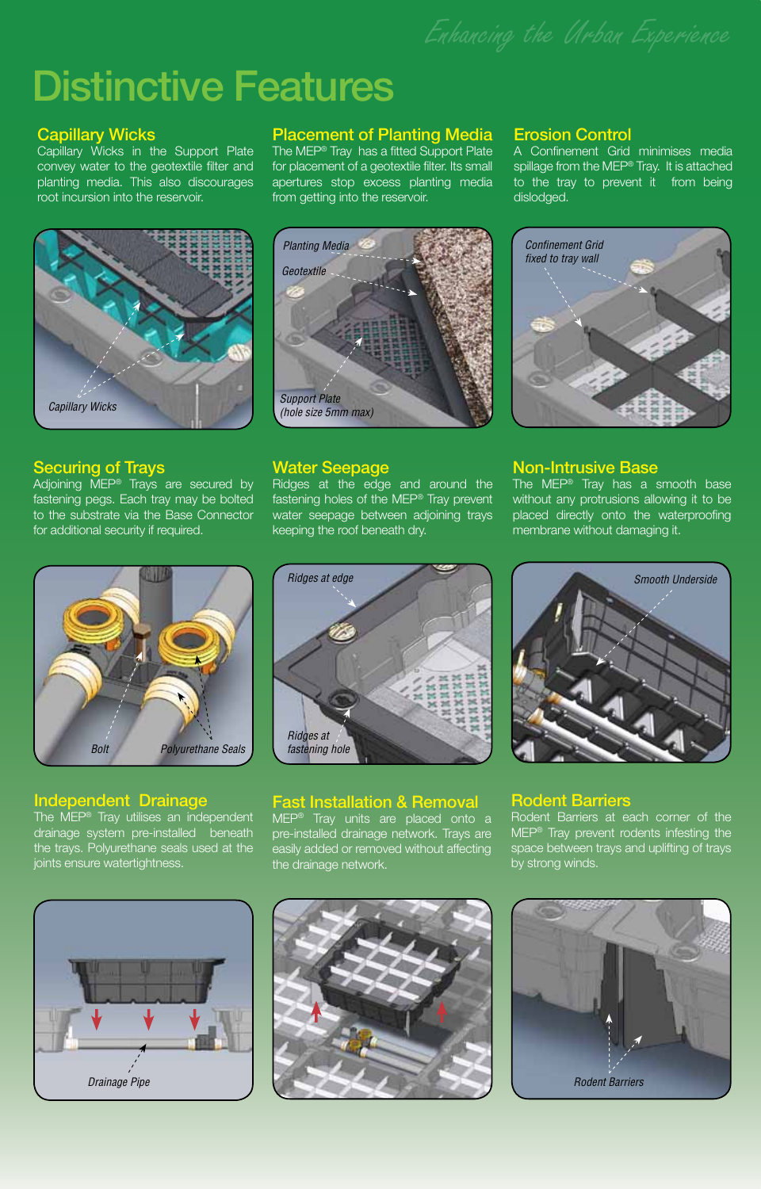# Distinctive Features

### Capillary Wicks

Capillary Wicks in the Support Plate convey water to the geotextile filter and planting media. This also discourages root incursion into the reservoir.

Capillary Wicks

### Placement of Planting Media

The MEP® Tray has a fitted Support Plate for placement of a geotextile filter. Its small apertures stop excess planting media from getting into the reservoir.

Planting Media

Geotextile

Support Plate (hole size 5mm max)

### Erosion Control

A Confinement Grid minimises media spillage from the MEP® Tray. It is attached to the tray to prevent it from being dislodged.

Confinement Grid fixed to tray wall

### Securing of Trays

Adjoining MEP® Trays are secured by fastening pegs. Each tray may be bolted to the substrate via the Base Connector for additional security if required.

Bolt

Polyurethane Seals

### Water Seepage

Ridges at the edge and around the fastening holes of the MEP® Tray prevent water seepage between adjoining trays keeping the roof beneath dry.

Ridges at edge

Ridges at fastening hole

### Non-Intrusive Base

The MEP® Tray has a smooth base without any protrusions allowing it to be placed directly onto the waterproofing membrane without damaging it.

Smooth Underside

### Independent Drainage

The MEP® Tray utilises an independent drainage system pre-installed beneath the trays. Polyurethane seals used at the joints ensure watertightness.

Drainage Pipe

### Fast Installation & Removal

MEP® Tray units are placed onto a pre-installed drainage network. Trays are easily added or removed without affecting the drainage network.

### Rodent Barriers

Rodent Barriers at each corner of the MEP® Tray prevent rodents infesting the space between trays and uplifting of trays by strong winds.

Rodent Barriers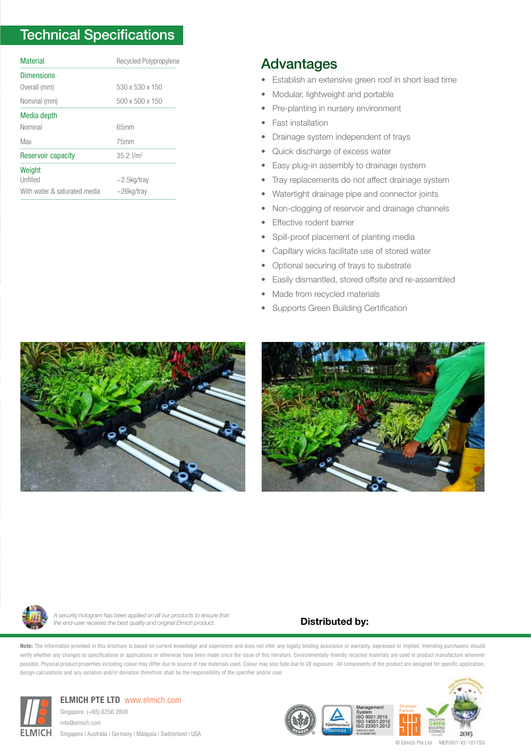## Technical Specifications

| | |
|---|---|
| Material | Recycled Polypropylene |
| **Dimensions** | |
| Overall (mm) | 530 x 530 x 150 |
| Nominal (mm) | 500 x 500 x 150 |
| **Media depth** | |
| Nominal | 65mm |
| Max | 75mm |
| Reservoir capacity | 35.2 l/m² |
| **Weight** | |
| Unfilled | ~2.5kg/tray |
| With water & saturated media | ~26kg/tray |

## Advantages

- Establish an extensive green roof in short lead time
- Modular, lightweight and portable
- Pre-planting in nursery environment
- Fast installation
- Drainage system independent of trays
- Quick discharge of excess water
- Easy plug-in assembly to drainage system
- Tray replacements do not affect drainage system
- Watertight drainage pipe and connector joints
- Non-clogging of reservoir and drainage channels
- Effective rodent barrier
- Spill-proof placement of planting media
- Capillary wicks facilitate use of stored water
- Optional securing of trays to substrate
- Easily dismantled, stored offsite and re-assembled
- Made from recycled materials
- Supports Green Building Certification

*A security hologram has been applied on all our products to ensure that the end-user receives the best quality and original Elmich product.*

**Distributed by:**

**Note:** The information provided in this brochure is based on current knowledge and experience and does not infer any legally binding assurance or warranty, expressed or implied. Intending purchasers should verify whether any changes to specifications or applications or otherwise have been made since the issue of this literature. Environmentally-friendly recycled materials are used in product manufacture wherever possible. Physical product properties including colour may differ due to source of raw materials used. Colour may also fade due to UV exposure. All components of the product are designed for specific application, design calculations and any variation and/or deviation therefrom shall be the responsibility of the specifier and/or user.

**ELMICH PTE LTD** www.elmich.com

Singapore: (+65) 6356 2800

info@elmich.com

Singapore | Australia | Germany | Malaysia | Switzerland | USA

Management System ISO 9001:2015 ISO 14001:2015 ISO 22301:2012

© Elmich Pte Ltd MEP/001-V2-1017SG